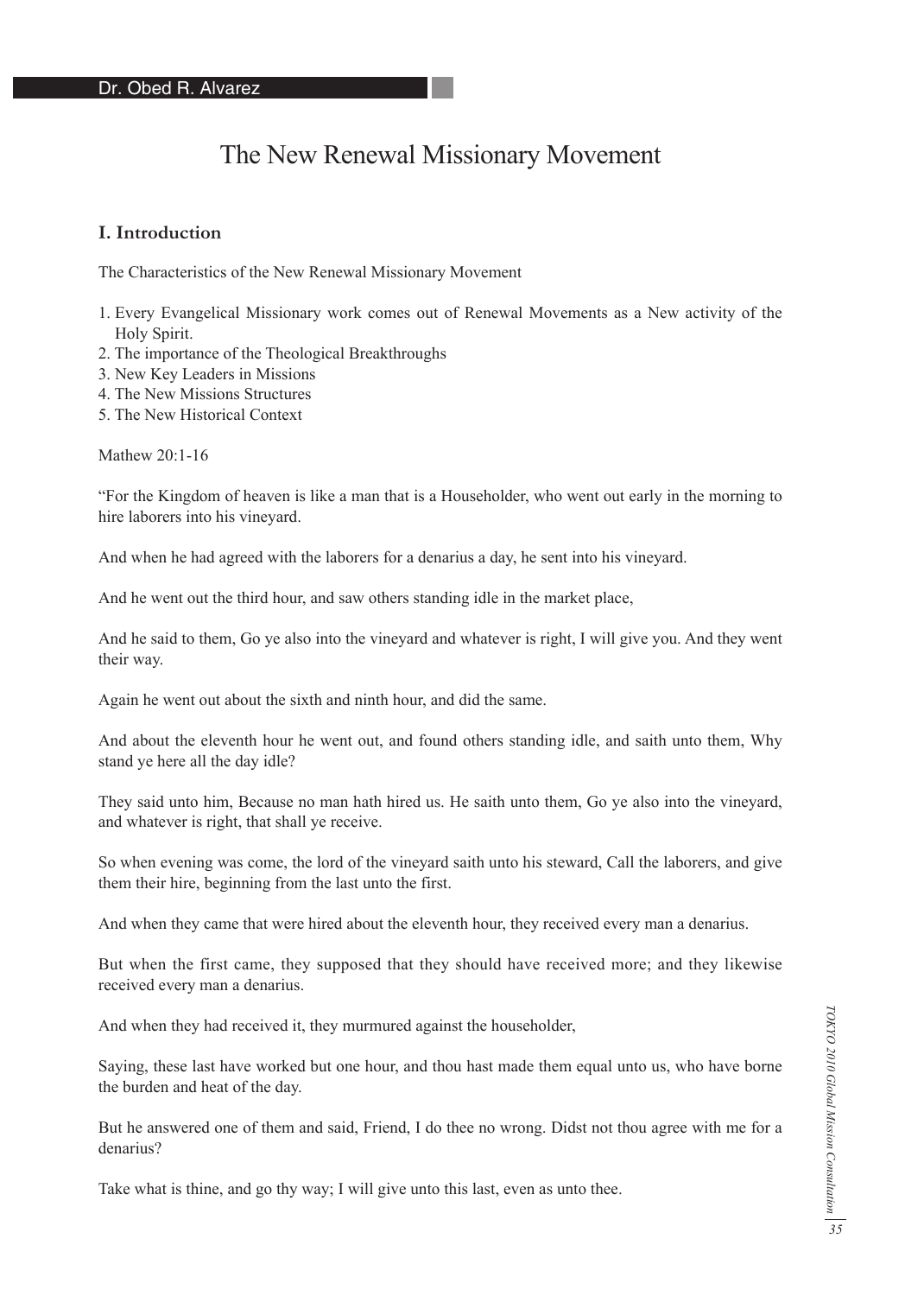Dr. Obed R. Alvarez

# The New Renewal Missionary Movement

## I. Introduction

The Characteristics of the New Renewal Missionary Movement

1. Every Evangelical Missionary work comes out of Renewal Movements as a New activity of the Holy Spirit.
2. The importance of the Theological Breakthroughs
3. New Key Leaders in Missions
4. The New Missions Structures
5. The New Historical Context

Mathew 20:1-16

"For the Kingdom of heaven is like a man that is a Householder, who went out early in the morning to hire laborers into his vineyard.

And when he had agreed with the laborers for a denarius a day, he sent into his vineyard.

And he went out the third hour, and saw others standing idle in the market place,

And he said to them, Go ye also into the vineyard and whatever is right, I will give you. And they went their way.

Again he went out about the sixth and ninth hour, and did the same.

And about the eleventh hour he went out, and found others standing idle, and saith unto them, Why stand ye here all the day idle?

They said unto him, Because no man hath hired us. He saith unto them, Go ye also into the vineyard, and whatever is right, that shall ye receive.

So when evening was come, the lord of the vineyard saith unto his steward, Call the laborers, and give them their hire, beginning from the last unto the first.

And when they came that were hired about the eleventh hour, they received every man a denarius.

But when the first came, they supposed that they should have received more; and they likewise received every man a denarius.

And when they had received it, they murmured against the householder,

Saying, these last have worked but one hour, and thou hast made them equal unto us, who have borne the burden and heat of the day.

But he answered one of them and said, Friend, I do thee no wrong. Didst not thou agree with me for a denarius?

Take what is thine, and go thy way; I will give unto this last, even as unto thee.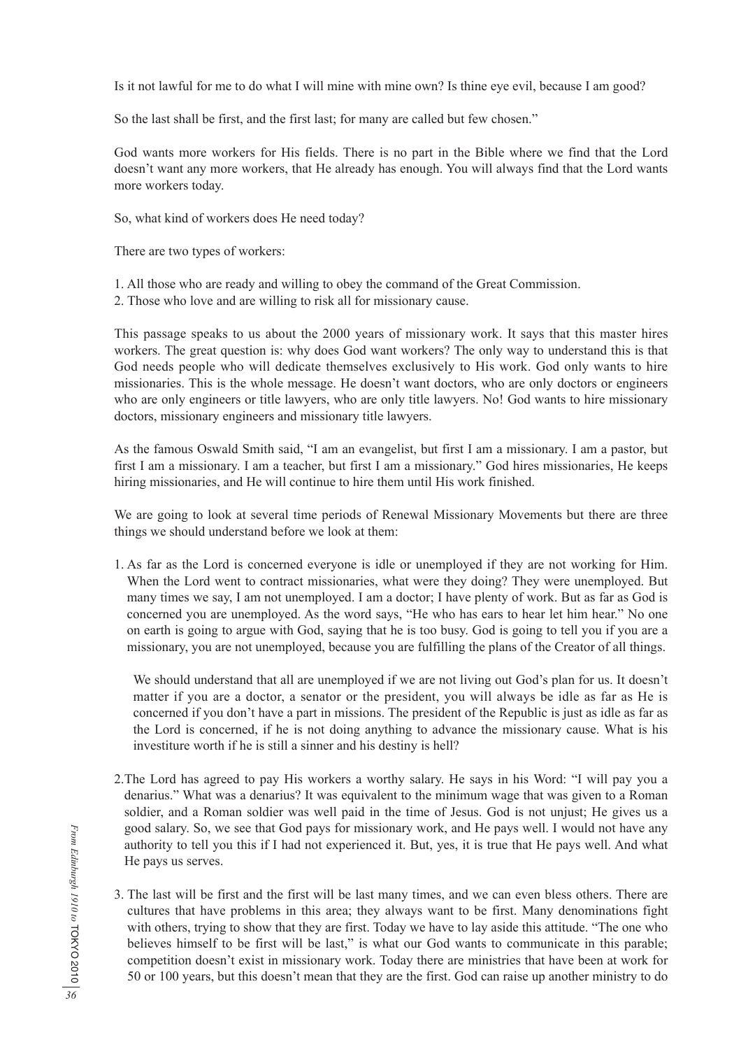Is it not lawful for me to do what I will mine with mine own? Is thine eye evil, because I am good?

So the last shall be first, and the first last; for many are called but few chosen."

God wants more workers for His fields. There is no part in the Bible where we find that the Lord doesn't want any more workers, that He already has enough. You will always find that the Lord wants more workers today.

So, what kind of workers does He need today?

There are two types of workers:

1. All those who are ready and willing to obey the command of the Great Commission.
2. Those who love and are willing to risk all for missionary cause.

This passage speaks to us about the 2000 years of missionary work. It says that this master hires workers. The great question is: why does God want workers? The only way to understand this is that God needs people who will dedicate themselves exclusively to His work. God only wants to hire missionaries. This is the whole message. He doesn't want doctors, who are only doctors or engineers who are only engineers or title lawyers, who are only title lawyers. No! God wants to hire missionary doctors, missionary engineers and missionary title lawyers.

As the famous Oswald Smith said, "I am an evangelist, but first I am a missionary. I am a pastor, but first I am a missionary. I am a teacher, but first I am a missionary." God hires missionaries, He keeps hiring missionaries, and He will continue to hire them until His work finished.

We are going to look at several time periods of Renewal Missionary Movements but there are three things we should understand before we look at them:

1. As far as the Lord is concerned everyone is idle or unemployed if they are not working for Him. When the Lord went to contract missionaries, what were they doing? They were unemployed. But many times we say, I am not unemployed. I am a doctor; I have plenty of work. But as far as God is concerned you are unemployed. As the word says, "He who has ears to hear let him hear." No one on earth is going to argue with God, saying that he is too busy. God is going to tell you if you are a missionary, you are not unemployed, because you are fulfilling the plans of the Creator of all things.

   We should understand that all are unemployed if we are not living out God's plan for us. It doesn't matter if you are a doctor, a senator or the president, you will always be idle as far as He is concerned if you don't have a part in missions. The president of the Republic is just as idle as far as the Lord is concerned, if he is not doing anything to advance the missionary cause. What is his investiture worth if he is still a sinner and his destiny is hell?

2. The Lord has agreed to pay His workers a worthy salary. He says in his Word: "I will pay you a denarius." What was a denarius? It was equivalent to the minimum wage that was given to a Roman soldier, and a Roman soldier was well paid in the time of Jesus. God is not unjust; He gives us a good salary. So, we see that God pays for missionary work, and He pays well. I would not have any authority to tell you this if I had not experienced it. But, yes, it is true that He pays well. And what He pays us serves.

3. The last will be first and the first will be last many times, and we can even bless others. There are cultures that have problems in this area; they always want to be first. Many denominations fight with others, trying to show that they are first. Today we have to lay aside this attitude. "The one who believes himself to be first will be last," is what our God wants to communicate in this parable; competition doesn't exist in missionary work. Today there are ministries that have been at work for 50 or 100 years, but this doesn't mean that they are the first. God can raise up another ministry to do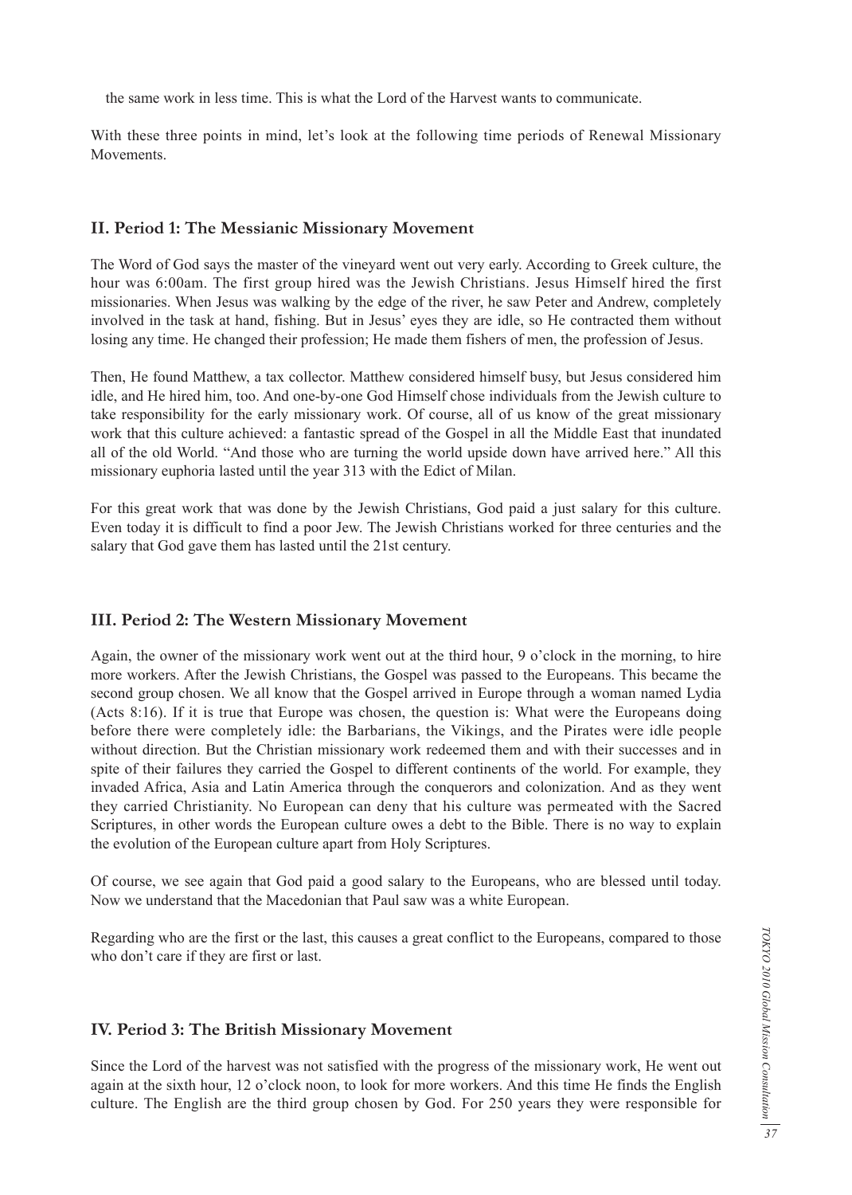the same work in less time. This is what the Lord of the Harvest wants to communicate.

With these three points in mind, let's look at the following time periods of Renewal Missionary Movements.

## II. Period 1: The Messianic Missionary Movement

The Word of God says the master of the vineyard went out very early. According to Greek culture, the hour was 6:00am. The first group hired was the Jewish Christians. Jesus Himself hired the first missionaries. When Jesus was walking by the edge of the river, he saw Peter and Andrew, completely involved in the task at hand, fishing. But in Jesus' eyes they are idle, so He contracted them without losing any time. He changed their profession; He made them fishers of men, the profession of Jesus.

Then, He found Matthew, a tax collector. Matthew considered himself busy, but Jesus considered him idle, and He hired him, too. And one-by-one God Himself chose individuals from the Jewish culture to take responsibility for the early missionary work. Of course, all of us know of the great missionary work that this culture achieved: a fantastic spread of the Gospel in all the Middle East that inundated all of the old World. "And those who are turning the world upside down have arrived here." All this missionary euphoria lasted until the year 313 with the Edict of Milan.

For this great work that was done by the Jewish Christians, God paid a just salary for this culture. Even today it is difficult to find a poor Jew. The Jewish Christians worked for three centuries and the salary that God gave them has lasted until the 21st century.

## III. Period 2: The Western Missionary Movement

Again, the owner of the missionary work went out at the third hour, 9 o'clock in the morning, to hire more workers. After the Jewish Christians, the Gospel was passed to the Europeans. This became the second group chosen. We all know that the Gospel arrived in Europe through a woman named Lydia (Acts 8:16). If it is true that Europe was chosen, the question is: What were the Europeans doing before there were completely idle: the Barbarians, the Vikings, and the Pirates were idle people without direction. But the Christian missionary work redeemed them and with their successes and in spite of their failures they carried the Gospel to different continents of the world. For example, they invaded Africa, Asia and Latin America through the conquerors and colonization. And as they went they carried Christianity. No European can deny that his culture was permeated with the Sacred Scriptures, in other words the European culture owes a debt to the Bible. There is no way to explain the evolution of the European culture apart from Holy Scriptures.

Of course, we see again that God paid a good salary to the Europeans, who are blessed until today. Now we understand that the Macedonian that Paul saw was a white European.

Regarding who are the first or the last, this causes a great conflict to the Europeans, compared to those who don't care if they are first or last.

## IV. Period 3: The British Missionary Movement

Since the Lord of the harvest was not satisfied with the progress of the missionary work, He went out again at the sixth hour, 12 o'clock noon, to look for more workers. And this time He finds the English culture. The English are the third group chosen by God. For 250 years they were responsible for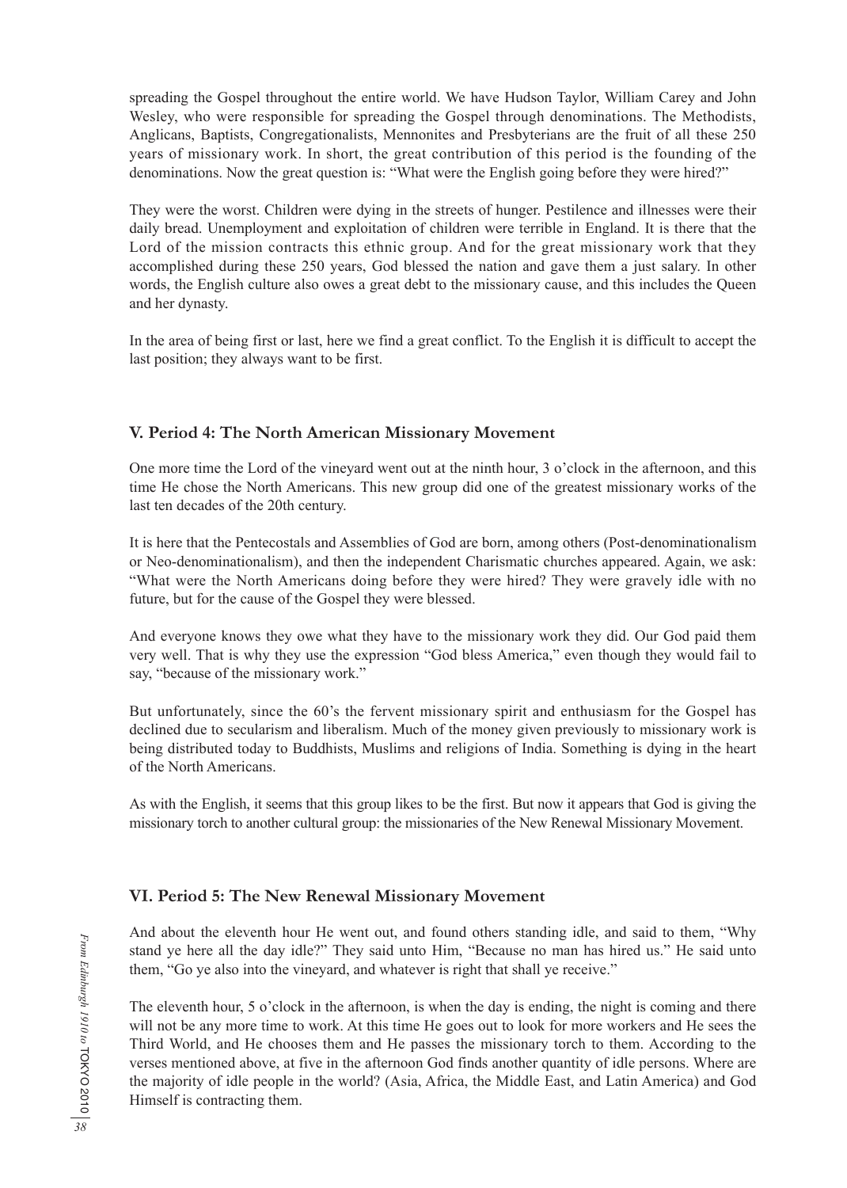spreading the Gospel throughout the entire world. We have Hudson Taylor, William Carey and John Wesley, who were responsible for spreading the Gospel through denominations. The Methodists, Anglicans, Baptists, Congregationalists, Mennonites and Presbyterians are the fruit of all these 250 years of missionary work. In short, the great contribution of this period is the founding of the denominations. Now the great question is: "What were the English going before they were hired?"

They were the worst. Children were dying in the streets of hunger. Pestilence and illnesses were their daily bread. Unemployment and exploitation of children were terrible in England. It is there that the Lord of the mission contracts this ethnic group. And for the great missionary work that they accomplished during these 250 years, God blessed the nation and gave them a just salary. In other words, the English culture also owes a great debt to the missionary cause, and this includes the Queen and her dynasty.

In the area of being first or last, here we find a great conflict. To the English it is difficult to accept the last position; they always want to be first.

## V. Period 4: The North American Missionary Movement

One more time the Lord of the vineyard went out at the ninth hour, 3 o'clock in the afternoon, and this time He chose the North Americans. This new group did one of the greatest missionary works of the last ten decades of the 20th century.

It is here that the Pentecostals and Assemblies of God are born, among others (Post-denominationalism or Neo-denominationalism), and then the independent Charismatic churches appeared. Again, we ask: "What were the North Americans doing before they were hired? They were gravely idle with no future, but for the cause of the Gospel they were blessed.

And everyone knows they owe what they have to the missionary work they did. Our God paid them very well. That is why they use the expression "God bless America," even though they would fail to say, "because of the missionary work."

But unfortunately, since the 60's the fervent missionary spirit and enthusiasm for the Gospel has declined due to secularism and liberalism. Much of the money given previously to missionary work is being distributed today to Buddhists, Muslims and religions of India. Something is dying in the heart of the North Americans.

As with the English, it seems that this group likes to be the first. But now it appears that God is giving the missionary torch to another cultural group: the missionaries of the New Renewal Missionary Movement.

## VI. Period 5: The New Renewal Missionary Movement

And about the eleventh hour He went out, and found others standing idle, and said to them, "Why stand ye here all the day idle?" They said unto Him, "Because no man has hired us." He said unto them, "Go ye also into the vineyard, and whatever is right that shall ye receive."

The eleventh hour, 5 o'clock in the afternoon, is when the day is ending, the night is coming and there will not be any more time to work. At this time He goes out to look for more workers and He sees the Third World, and He chooses them and He passes the missionary torch to them. According to the verses mentioned above, at five in the afternoon God finds another quantity of idle persons. Where are the majority of idle people in the world? (Asia, Africa, the Middle East, and Latin America) and God Himself is contracting them.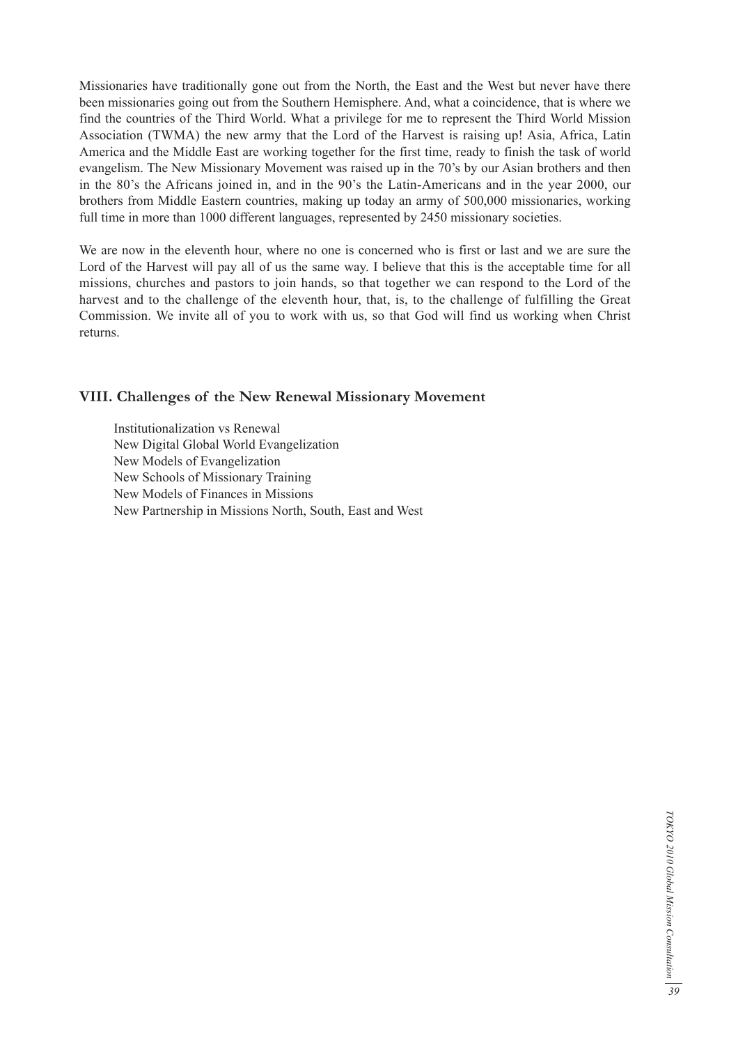Missionaries have traditionally gone out from the North, the East and the West but never have there been missionaries going out from the Southern Hemisphere. And, what a coincidence, that is where we find the countries of the Third World. What a privilege for me to represent the Third World Mission Association (TWMA) the new army that the Lord of the Harvest is raising up! Asia, Africa, Latin America and the Middle East are working together for the first time, ready to finish the task of world evangelism. The New Missionary Movement was raised up in the 70's by our Asian brothers and then in the 80's the Africans joined in, and in the 90's the Latin-Americans and in the year 2000, our brothers from Middle Eastern countries, making up today an army of 500,000 missionaries, working full time in more than 1000 different languages, represented by 2450 missionary societies.

We are now in the eleventh hour, where no one is concerned who is first or last and we are sure the Lord of the Harvest will pay all of us the same way. I believe that this is the acceptable time for all missions, churches and pastors to join hands, so that together we can respond to the Lord of the harvest and to the challenge of the eleventh hour, that, is, to the challenge of fulfilling the Great Commission. We invite all of you to work with us, so that God will find us working when Christ returns.

## VIII. Challenges of the New Renewal Missionary Movement

Institutionalization vs Renewal
New Digital Global World Evangelization
New Models of Evangelization
New Schools of Missionary Training
New Models of Finances in Missions
New Partnership in Missions North, South, East and West